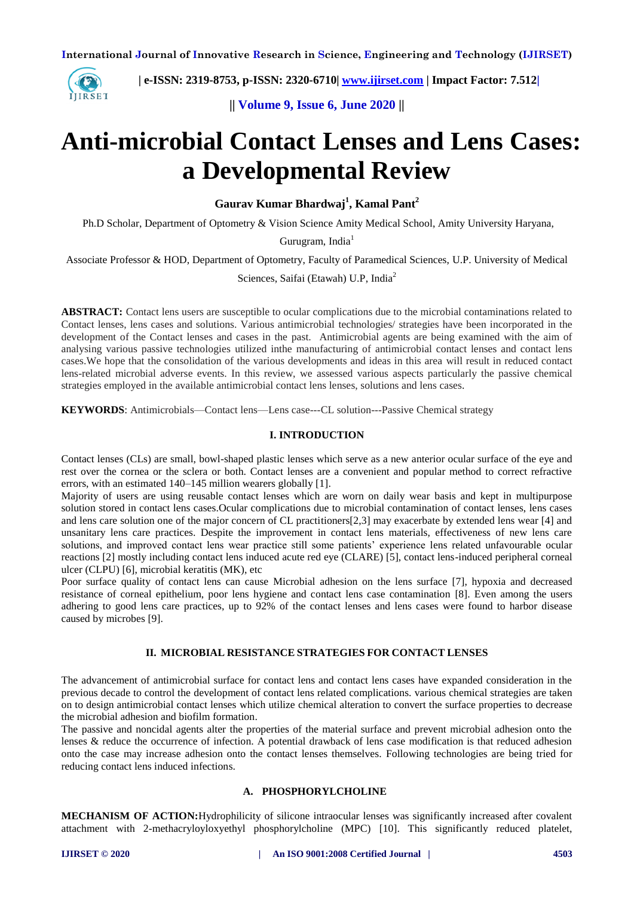# Anti-microbial Contact Lenses and Lens Cases: a Developmental Review

**Gaurav Kumar Bhardwaj[1], Kamal Pant[2]**

Ph.D Scholar, Department of Optometry & Vision Science Amity Medical School, Amity University Haryana, Gurugram, India[1]

Associate Professor & HOD, Department of Optometry, Faculty of Paramedical Sciences, U.P. University of Medical Sciences, Saifai (Etawah) U.P, India[2]

**ABSTRACT:** Contact lens users are susceptible to ocular complications due to the microbial contaminations related to Contact lenses, lens cases and solutions. Various antimicrobial technologies/ strategies have been incorporated in the development of the Contact lenses and cases in the past. Antimicrobial agents are being examined with the aim of analysing various passive technologies utilized inthe manufacturing of antimicrobial contact lenses and contact lens cases.We hope that the consolidation of the various developments and ideas in this area will result in reduced contact lens-related microbial adverse events. In this review, we assessed various aspects particularly the passive chemical strategies employed in the available antimicrobial contact lens lenses, solutions and lens cases.

**KEYWORDS**: Antimicrobials—Contact lens—Lens case---CL solution---Passive Chemical strategy

## I. INTRODUCTION

Contact lenses (CLs) are small, bowl-shaped plastic lenses which serve as a new anterior ocular surface of the eye and rest over the cornea or the sclera or both. Contact lenses are a convenient and popular method to correct refractive errors, with an estimated 140–145 million wearers globally [1].

Majority of users are using reusable contact lenses which are worn on daily wear basis and kept in multipurpose solution stored in contact lens cases.Ocular complications due to microbial contamination of contact lenses, lens cases and lens care solution one of the major concern of CL practitioners[2,3] may exacerbate by extended lens wear [4] and unsanitary lens care practices. Despite the improvement in contact lens materials, effectiveness of new lens care solutions, and improved contact lens wear practice still some patients' experience lens related unfavourable ocular reactions [2] mostly including contact lens induced acute red eye (CLARE) [5], contact lens-induced peripheral corneal ulcer (CLPU) [6], microbial keratitis (MK), etc

Poor surface quality of contact lens can cause Microbial adhesion on the lens surface [7], hypoxia and decreased resistance of corneal epithelium, poor lens hygiene and contact lens case contamination [8]. Even among the users adhering to good lens care practices, up to 92% of the contact lenses and lens cases were found to harbor disease caused by microbes [9].

## II. MICROBIAL RESISTANCE STRATEGIES FOR CONTACT LENSES

The advancement of antimicrobial surface for contact lens and contact lens cases have expanded consideration in the previous decade to control the development of contact lens related complications. various chemical strategies are taken on to design antimicrobial contact lenses which utilize chemical alteration to convert the surface properties to decrease the microbial adhesion and biofilm formation.

The passive and noncidal agents alter the properties of the material surface and prevent microbial adhesion onto the lenses & reduce the occurrence of infection. A potential drawback of lens case modification is that reduced adhesion onto the case may increase adhesion onto the contact lenses themselves. Following technologies are being tried for reducing contact lens induced infections.

### A. PHOSPHORYLCHOLINE

**MECHANISM OF ACTION:**Hydrophilicity of silicone intraocular lenses was significantly increased after covalent attachment with 2-methacryloyloxyethyl phosphorylcholine (MPC) [10]. This significantly reduced platelet,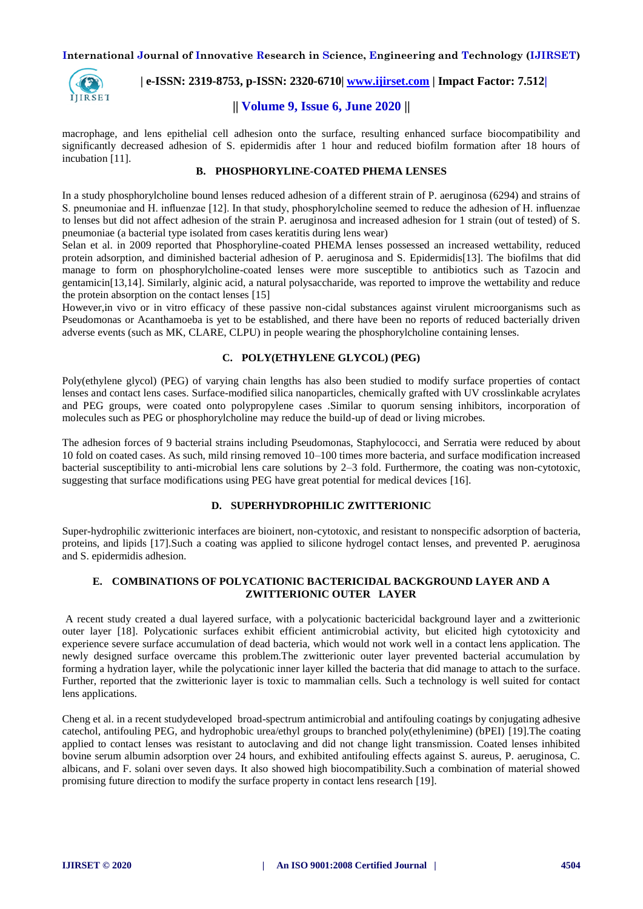macrophage, and lens epithelial cell adhesion onto the surface, resulting enhanced surface biocompatibility and significantly decreased adhesion of S. epidermidis after 1 hour and reduced biofilm formation after 18 hours of incubation [11].

### B. PHOSPHORYLINE-COATED PHEMA LENSES

In a study phosphorylcholine bound lenses reduced adhesion of a different strain of P. aeruginosa (6294) and strains of S. pneumoniae and H. influenzae [12]. In that study, phosphorylcholine seemed to reduce the adhesion of H. influenzae to lenses but did not affect adhesion of the strain P. aeruginosa and increased adhesion for 1 strain (out of tested) of S. pneumoniae (a bacterial type isolated from cases keratitis during lens wear)

Selan et al. in 2009 reported that Phosphoryline-coated PHEMA lenses possessed an increased wettability, reduced protein adsorption, and diminished bacterial adhesion of P. aeruginosa and S. Epidermidis[13]. The biofilms that did manage to form on phosphorylcholine-coated lenses were more susceptible to antibiotics such as Tazocin and gentamicin[13,14]. Similarly, alginic acid, a natural polysaccharide, was reported to improve the wettability and reduce the protein absorption on the contact lenses [15]

However,in vivo or in vitro efficacy of these passive non-cidal substances against virulent microorganisms such as Pseudomonas or Acanthamoeba is yet to be established, and there have been no reports of reduced bacterially driven adverse events (such as MK, CLARE, CLPU) in people wearing the phosphorylcholine containing lenses.

### C. POLY(ETHYLENE GLYCOL) (PEG)

Poly(ethylene glycol) (PEG) of varying chain lengths has also been studied to modify surface properties of contact lenses and contact lens cases. Surface-modified silica nanoparticles, chemically grafted with UV crosslinkable acrylates and PEG groups, were coated onto polypropylene cases .Similar to quorum sensing inhibitors, incorporation of molecules such as PEG or phosphorylcholine may reduce the build-up of dead or living microbes.

The adhesion forces of 9 bacterial strains including Pseudomonas, Staphylococci, and Serratia were reduced by about 10 fold on coated cases. As such, mild rinsing removed 10–100 times more bacteria, and surface modification increased bacterial susceptibility to anti-microbial lens care solutions by 2–3 fold. Furthermore, the coating was non-cytotoxic, suggesting that surface modifications using PEG have great potential for medical devices [16].

### D. SUPERHYDROPHILIC ZWITTERIONIC

Super-hydrophilic zwitterionic interfaces are bioinert, non-cytotoxic, and resistant to nonspecific adsorption of bacteria, proteins, and lipids [17].Such a coating was applied to silicone hydrogel contact lenses, and prevented P. aeruginosa and S. epidermidis adhesion.

### E. COMBINATIONS OF POLYCATIONIC BACTERICIDAL BACKGROUND LAYER AND A ZWITTERIONIC OUTER LAYER

A recent study created a dual layered surface, with a polycationic bactericidal background layer and a zwitterionic outer layer [18]. Polycationic surfaces exhibit efficient antimicrobial activity, but elicited high cytotoxicity and experience severe surface accumulation of dead bacteria, which would not work well in a contact lens application. The newly designed surface overcame this problem.The zwitterionic outer layer prevented bacterial accumulation by forming a hydration layer, while the polycationic inner layer killed the bacteria that did manage to attach to the surface. Further, reported that the zwitterionic layer is toxic to mammalian cells. Such a technology is well suited for contact lens applications.

Cheng et al. in a recent studydeveloped broad-spectrum antimicrobial and antifouling coatings by conjugating adhesive catechol, antifouling PEG, and hydrophobic urea/ethyl groups to branched poly(ethylenimine) (bPEI) [19].The coating applied to contact lenses was resistant to autoclaving and did not change light transmission. Coated lenses inhibited bovine serum albumin adsorption over 24 hours, and exhibited antifouling effects against S. aureus, P. aeruginosa, C. albicans, and F. solani over seven days. It also showed high biocompatibility.Such a combination of material showed promising future direction to modify the surface property in contact lens research [19].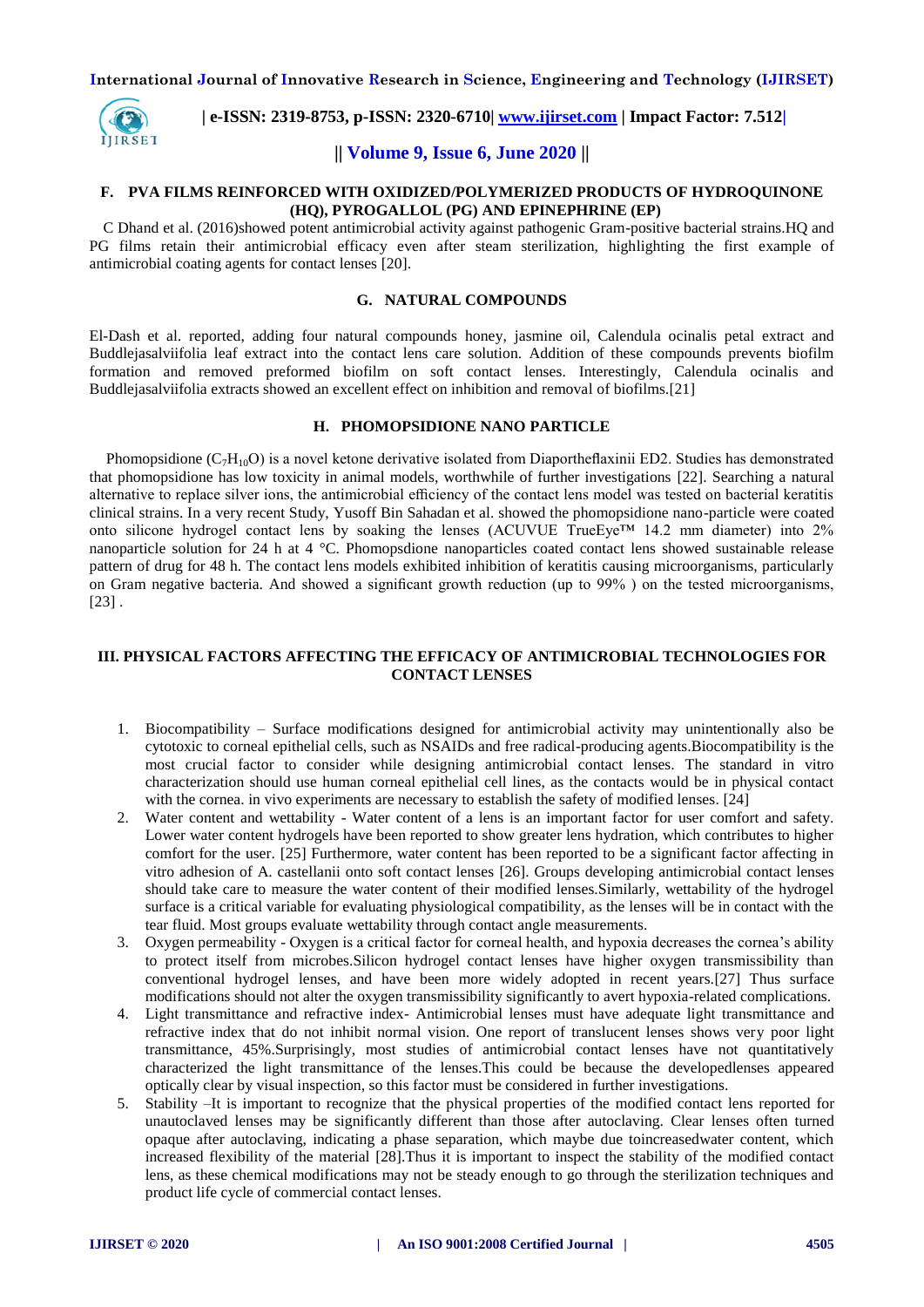### F. PVA FILMS REINFORCED WITH OXIDIZED/POLYMERIZED PRODUCTS OF HYDROQUINONE (HQ), PYROGALLOL (PG) AND EPINEPHRINE (EP)

C Dhand et al. (2016)showed potent antimicrobial activity against pathogenic Gram-positive bacterial strains.HQ and PG films retain their antimicrobial efficacy even after steam sterilization, highlighting the first example of antimicrobial coating agents for contact lenses [20].

### G. NATURAL COMPOUNDS

El-Dash et al. reported, adding four natural compounds honey, jasmine oil, Calendula ocinalis petal extract and Buddlejasalviifolia leaf extract into the contact lens care solution. Addition of these compounds prevents biofilm formation and removed preformed biofilm on soft contact lenses. Interestingly, Calendula ocinalis and Buddlejasalviifolia extracts showed an excellent effect on inhibition and removal of biofilms.[21]

### H. PHOMOPSIDIONE NANO PARTICLE

Phomopsidione ($C_7H_{10}O$) is a novel ketone derivative isolated from Diaportheflaxinii ED2. Studies has demonstrated that phomopsidione has low toxicity in animal models, worthwhile of further investigations [22]. Searching a natural alternative to replace silver ions, the antimicrobial efficiency of the contact lens model was tested on bacterial keratitis clinical strains. In a very recent Study, Yusoff Bin Sahadan et al. showed the phomopsidione nano-particle were coated onto silicone hydrogel contact lens by soaking the lenses (ACUVUE TrueEye™ 14.2 mm diameter) into 2% nanoparticle solution for 24 h at 4 °C. Phomopsdione nanoparticles coated contact lens showed sustainable release pattern of drug for 48 h. The contact lens models exhibited inhibition of keratitis causing microorganisms, particularly on Gram negative bacteria. And showed a significant growth reduction (up to 99% ) on the tested microorganisms, [23] .

## III. PHYSICAL FACTORS AFFECTING THE EFFICACY OF ANTIMICROBIAL TECHNOLOGIES FOR CONTACT LENSES

1. Biocompatibility – Surface modifications designed for antimicrobial activity may unintentionally also be cytotoxic to corneal epithelial cells, such as NSAIDs and free radical-producing agents.Biocompatibility is the most crucial factor to consider while designing antimicrobial contact lenses. The standard in vitro characterization should use human corneal epithelial cell lines, as the contacts would be in physical contact with the cornea. in vivo experiments are necessary to establish the safety of modified lenses. [24]
2. Water content and wettability - Water content of a lens is an important factor for user comfort and safety. Lower water content hydrogels have been reported to show greater lens hydration, which contributes to higher comfort for the user. [25] Furthermore, water content has been reported to be a significant factor affecting in vitro adhesion of A. castellanii onto soft contact lenses [26]. Groups developing antimicrobial contact lenses should take care to measure the water content of their modified lenses.Similarly, wettability of the hydrogel surface is a critical variable for evaluating physiological compatibility, as the lenses will be in contact with the tear fluid. Most groups evaluate wettability through contact angle measurements.
3. Oxygen permeability - Oxygen is a critical factor for corneal health, and hypoxia decreases the cornea's ability to protect itself from microbes.Silicon hydrogel contact lenses have higher oxygen transmissibility than conventional hydrogel lenses, and have been more widely adopted in recent years.[27] Thus surface modifications should not alter the oxygen transmissibility significantly to avert hypoxia-related complications.
4. Light transmittance and refractive index- Antimicrobial lenses must have adequate light transmittance and refractive index that do not inhibit normal vision. One report of translucent lenses shows very poor light transmittance, 45%.Surprisingly, most studies of antimicrobial contact lenses have not quantitatively characterized the light transmittance of the lenses.This could be because the developedlenses appeared optically clear by visual inspection, so this factor must be considered in further investigations.
5. Stability –It is important to recognize that the physical properties of the modified contact lens reported for unautoclaved lenses may be significantly different than those after autoclaving. Clear lenses often turned opaque after autoclaving, indicating a phase separation, which maybe due toincreasedwater content, which increased flexibility of the material [28].Thus it is important to inspect the stability of the modified contact lens, as these chemical modifications may not be steady enough to go through the sterilization techniques and product life cycle of commercial contact lenses.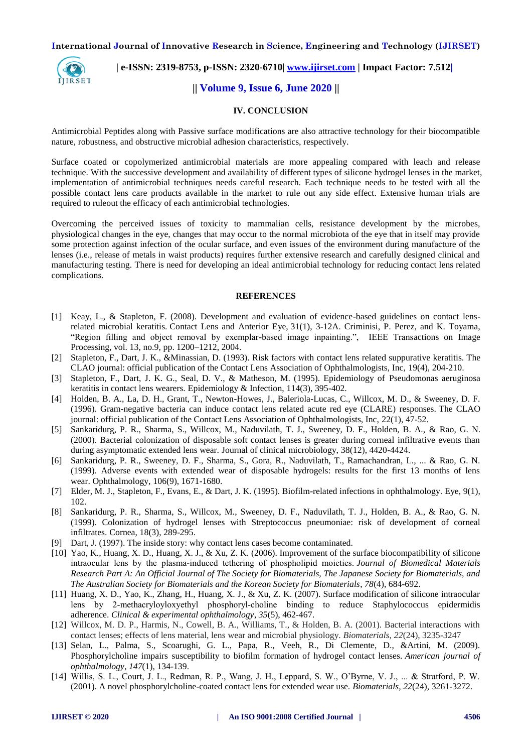## IV. CONCLUSION

Antimicrobial Peptides along with Passive surface modifications are also attractive technology for their biocompatible nature, robustness, and obstructive microbial adhesion characteristics, respectively.

Surface coated or copolymerized antimicrobial materials are more appealing compared with leach and release technique. With the successive development and availability of different types of silicone hydrogel lenses in the market, implementation of antimicrobial techniques needs careful research. Each technique needs to be tested with all the possible contact lens care products available in the market to rule out any side effect. Extensive human trials are required to ruleout the efficacy of each antimicrobial technologies.

Overcoming the perceived issues of toxicity to mammalian cells, resistance development by the microbes, physiological changes in the eye, changes that may occur to the normal microbiota of the eye that in itself may provide some protection against infection of the ocular surface, and even issues of the environment during manufacture of the lenses (i.e., release of metals in waist products) requires further extensive research and carefully designed clinical and manufacturing testing. There is need for developing an ideal antimicrobial technology for reducing contact lens related complications.

## REFERENCES

[1] Keay, L., & Stapleton, F. (2008). Development and evaluation of evidence-based guidelines on contact lens-related microbial keratitis. Contact Lens and Anterior Eye, 31(1), 3-12A. Criminisi, P. Perez, and K. Toyama, "Region filling and object removal by exemplar-based image inpainting.", IEEE Transactions on Image Processing, vol. 13, no.9, pp. 1200–1212, 2004.

[2] Stapleton, F., Dart, J. K., &Minassian, D. (1993). Risk factors with contact lens related suppurative keratitis. The CLAO journal: official publication of the Contact Lens Association of Ophthalmologists, Inc, 19(4), 204-210.

[3] Stapleton, F., Dart, J. K. G., Seal, D. V., & Matheson, M. (1995). Epidemiology of Pseudomonas aeruginosa keratitis in contact lens wearers. Epidemiology & Infection, 114(3), 395-402.

[4] Holden, B. A., La, D. H., Grant, T., Newton-Howes, J., Baleriola-Lucas, C., Willcox, M. D., & Sweeney, D. F. (1996). Gram-negative bacteria can induce contact lens related acute red eye (CLARE) responses. The CLAO journal: official publication of the Contact Lens Association of Ophthalmologists, Inc, 22(1), 47-52.

[5] Sankaridurg, P. R., Sharma, S., Willcox, M., Naduvilath, T. J., Sweeney, D. F., Holden, B. A., & Rao, G. N. (2000). Bacterial colonization of disposable soft contact lenses is greater during corneal infiltrative events than during asymptomatic extended lens wear. Journal of clinical microbiology, 38(12), 4420-4424.

[6] Sankaridurg, P. R., Sweeney, D. F., Sharma, S., Gora, R., Naduvilath, T., Ramachandran, L., ... & Rao, G. N. (1999). Adverse events with extended wear of disposable hydrogels: results for the first 13 months of lens wear. Ophthalmology, 106(9), 1671-1680.

[7] Elder, M. J., Stapleton, F., Evans, E., & Dart, J. K. (1995). Biofilm-related infections in ophthalmology. Eye, 9(1), 102.

[8] Sankaridurg, P. R., Sharma, S., Willcox, M., Sweeney, D. F., Naduvilath, T. J., Holden, B. A., & Rao, G. N. (1999). Colonization of hydrogel lenses with Streptococcus pneumoniae: risk of development of corneal infiltrates. Cornea, 18(3), 289-295.

[9] Dart, J. (1997). The inside story: why contact lens cases become contaminated.

[10] Yao, K., Huang, X. D., Huang, X. J., & Xu, Z. K. (2006). Improvement of the surface biocompatibility of silicone intraocular lens by the plasma-induced tethering of phospholipid moieties. *Journal of Biomedical Materials Research Part A: An Official Journal of The Society for Biomaterials, The Japanese Society for Biomaterials, and The Australian Society for Biomaterials and the Korean Society for Biomaterials*, *78*(4), 684-692.

[11] Huang, X. D., Yao, K., Zhang, H., Huang, X. J., & Xu, Z. K. (2007). Surface modification of silicone intraocular lens by 2-methacryloyloxyethyl phosphoryl-choline binding to reduce Staphylococcus epidermidis adherence. *Clinical & experimental ophthalmology*, *35*(5), 462-467.

[12] Willcox, M. D. P., Harmis, N., Cowell, B. A., Williams, T., & Holden, B. A. (2001). Bacterial interactions with contact lenses; effects of lens material, lens wear and microbial physiology. *Biomaterials*, *22*(24), 3235-3247

[13] Selan, L., Palma, S., Scoarughi, G. L., Papa, R., Veeh, R., Di Clemente, D., &Artini, M. (2009). Phosphorylcholine impairs susceptibility to biofilm formation of hydrogel contact lenses. *American journal of ophthalmology*, *147*(1), 134-139.

[14] Willis, S. L., Court, J. L., Redman, R. P., Wang, J. H., Leppard, S. W., O'Byrne, V. J., ... & Stratford, P. W. (2001). A novel phosphorylcholine-coated contact lens for extended wear use. *Biomaterials*, *22*(24), 3261-3272.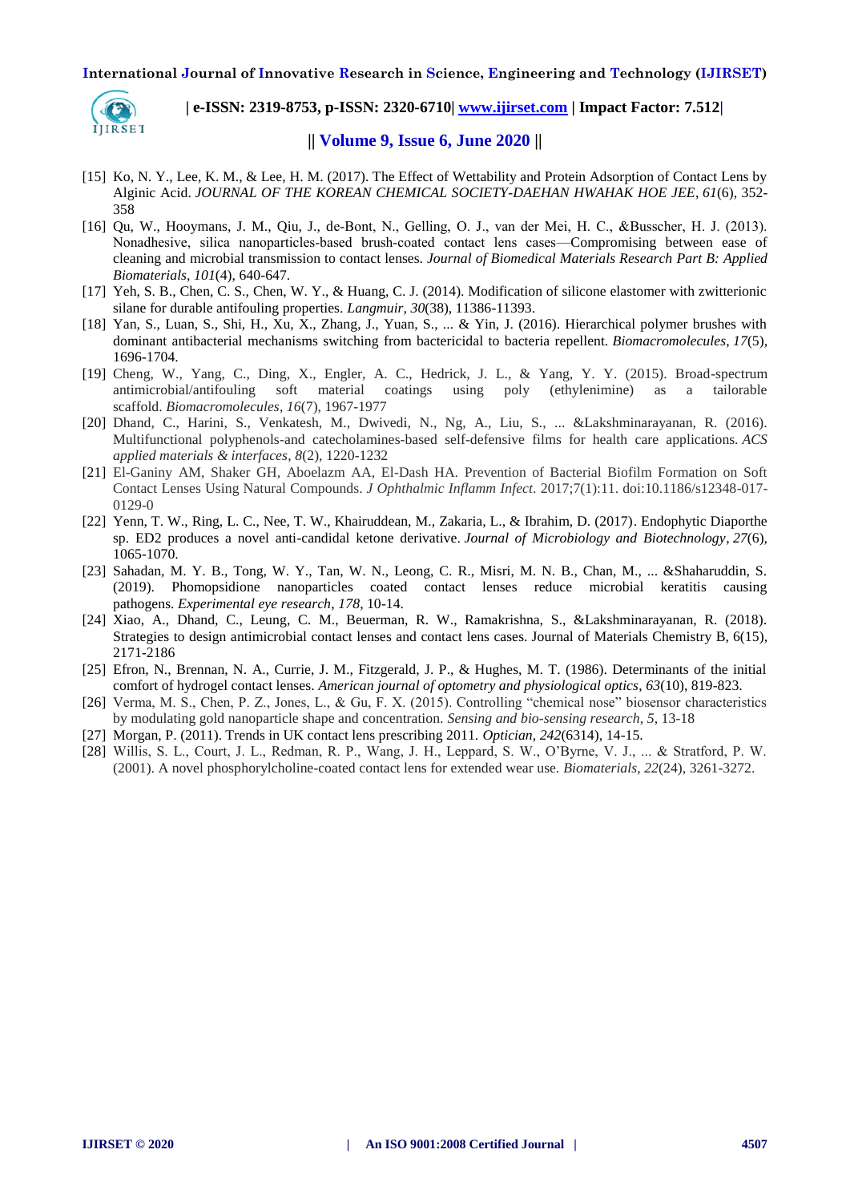[15] Ko, N. Y., Lee, K. M., & Lee, H. M. (2017). The Effect of Wettability and Protein Adsorption of Contact Lens by Alginic Acid. *JOURNAL OF THE KOREAN CHEMICAL SOCIETY-DAEHAN HWAHAK HOE JEE*, *61*(6), 352-358

[16] Qu, W., Hooymans, J. M., Qiu, J., de-Bont, N., Gelling, O. J., van der Mei, H. C., &Busscher, H. J. (2013). Nonadhesive, silica nanoparticles-based brush-coated contact lens cases—Compromising between ease of cleaning and microbial transmission to contact lenses. *Journal of Biomedical Materials Research Part B: Applied Biomaterials*, *101*(4), 640-647.

[17] Yeh, S. B., Chen, C. S., Chen, W. Y., & Huang, C. J. (2014). Modification of silicone elastomer with zwitterionic silane for durable antifouling properties. *Langmuir*, *30*(38), 11386-11393.

[18] Yan, S., Luan, S., Shi, H., Xu, X., Zhang, J., Yuan, S., ... & Yin, J. (2016). Hierarchical polymer brushes with dominant antibacterial mechanisms switching from bactericidal to bacteria repellent. *Biomacromolecules*, *17*(5), 1696-1704.

[19] Cheng, W., Yang, C., Ding, X., Engler, A. C., Hedrick, J. L., & Yang, Y. Y. (2015). Broad-spectrum antimicrobial/antifouling soft material coatings using poly (ethylenimine) as a tailorable scaffold. *Biomacromolecules*, *16*(7), 1967-1977

[20] Dhand, C., Harini, S., Venkatesh, M., Dwivedi, N., Ng, A., Liu, S., ... &Lakshminarayanan, R. (2016). Multifunctional polyphenols-and catecholamines-based self-defensive films for health care applications. *ACS applied materials & interfaces*, *8*(2), 1220-1232

[21] El-Ganiny AM, Shaker GH, Aboelazm AA, El-Dash HA. Prevention of Bacterial Biofilm Formation on Soft Contact Lenses Using Natural Compounds. *J Ophthalmic Inflamm Infect*. 2017;7(1):11. doi:10.1186/s12348-017-0129-0

[22] Yenn, T. W., Ring, L. C., Nee, T. W., Khairuddean, M., Zakaria, L., & Ibrahim, D. (2017). Endophytic Diaporthe sp. ED2 produces a novel anti-candidal ketone derivative. *Journal of Microbiology and Biotechnology*, *27*(6), 1065-1070.

[23] Sahadan, M. Y. B., Tong, W. Y., Tan, W. N., Leong, C. R., Misri, M. N. B., Chan, M., ... &Shaharuddin, S. (2019). Phomopsidione nanoparticles coated contact lenses reduce microbial keratitis causing pathogens. *Experimental eye research*, *178*, 10-14.

[24] Xiao, A., Dhand, C., Leung, C. M., Beuerman, R. W., Ramakrishna, S., &Lakshminarayanan, R. (2018). Strategies to design antimicrobial contact lenses and contact lens cases. Journal of Materials Chemistry B, 6(15), 2171-2186

[25] Efron, N., Brennan, N. A., Currie, J. M., Fitzgerald, J. P., & Hughes, M. T. (1986). Determinants of the initial comfort of hydrogel contact lenses. *American journal of optometry and physiological optics*, *63*(10), 819-823.

[26] Verma, M. S., Chen, P. Z., Jones, L., & Gu, F. X. (2015). Controlling "chemical nose" biosensor characteristics by modulating gold nanoparticle shape and concentration. *Sensing and bio-sensing research*, *5*, 13-18

[27] Morgan, P. (2011). Trends in UK contact lens prescribing 2011. *Optician*, *242*(6314), 14-15.

[28] Willis, S. L., Court, J. L., Redman, R. P., Wang, J. H., Leppard, S. W., O'Byrne, V. J., ... & Stratford, P. W. (2001). A novel phosphorylcholine-coated contact lens for extended wear use. *Biomaterials*, *22*(24), 3261-3272.